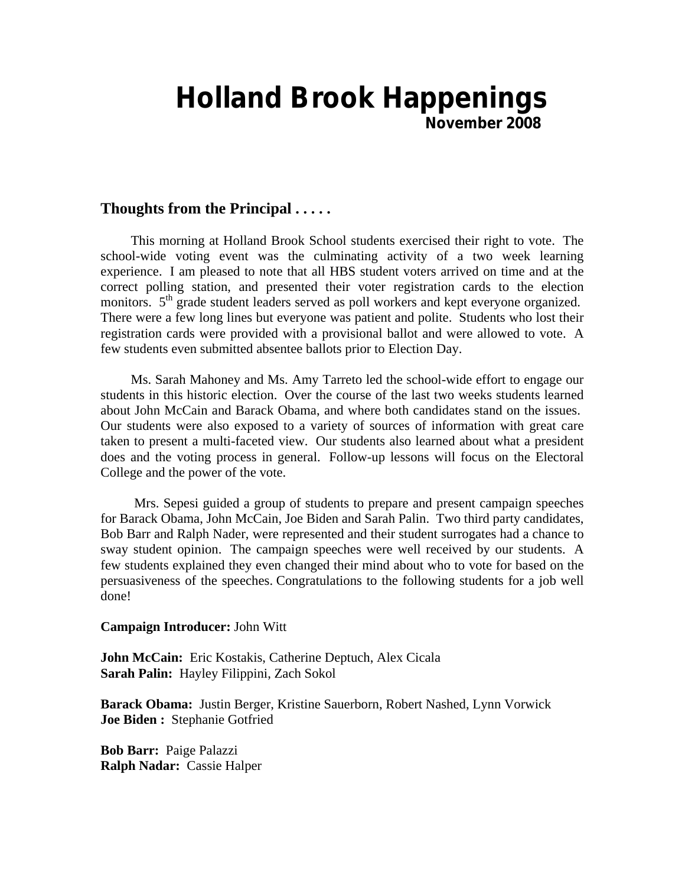# Holland Brook Happenings

**November 2008**

## Thoughts from the Principal . . . . .

This morning at Holland Brook School students exercised their right to vote. The school-wide voting event was the culminating activity of a two week learning experience. I am pleased to note that all HBS student voters arrived on time and at the correct polling station, and presented their voter registration cards to the election monitors. 5th grade student leaders served as poll workers and kept everyone organized. There were a few long lines but everyone was patient and polite. Students who lost their registration cards were provided with a provisional ballot and were allowed to vote. A few students even submitted absentee ballots prior to Election Day.

Ms. Sarah Mahoney and Ms. Amy Tarreto led the school-wide effort to engage our students in this historic election. Over the course of the last two weeks students learned about John McCain and Barack Obama, and where both candidates stand on the issues. Our students were also exposed to a variety of sources of information with great care taken to present a multi-faceted view. Our students also learned about what a president does and the voting process in general. Follow-up lessons will focus on the Electoral College and the power of the vote.

Mrs. Sepesi guided a group of students to prepare and present campaign speeches for Barack Obama, John McCain, Joe Biden and Sarah Palin. Two third party candidates, Bob Barr and Ralph Nader, were represented and their student surrogates had a chance to sway student opinion. The campaign speeches were well received by our students. A few students explained they even changed their mind about who to vote for based on the persuasiveness of the speeches. Congratulations to the following students for a job well done!

**Campaign Introducer:** John Witt

**John McCain:** Eric Kostakis, Catherine Deptuch, Alex Cicala
**Sarah Palin:** Hayley Filippini, Zach Sokol

**Barack Obama:** Justin Berger, Kristine Sauerborn, Robert Nashed, Lynn Vorwick
**Joe Biden :** Stephanie Gotfried

**Bob Barr:** Paige Palazzi
**Ralph Nadar:** Cassie Halper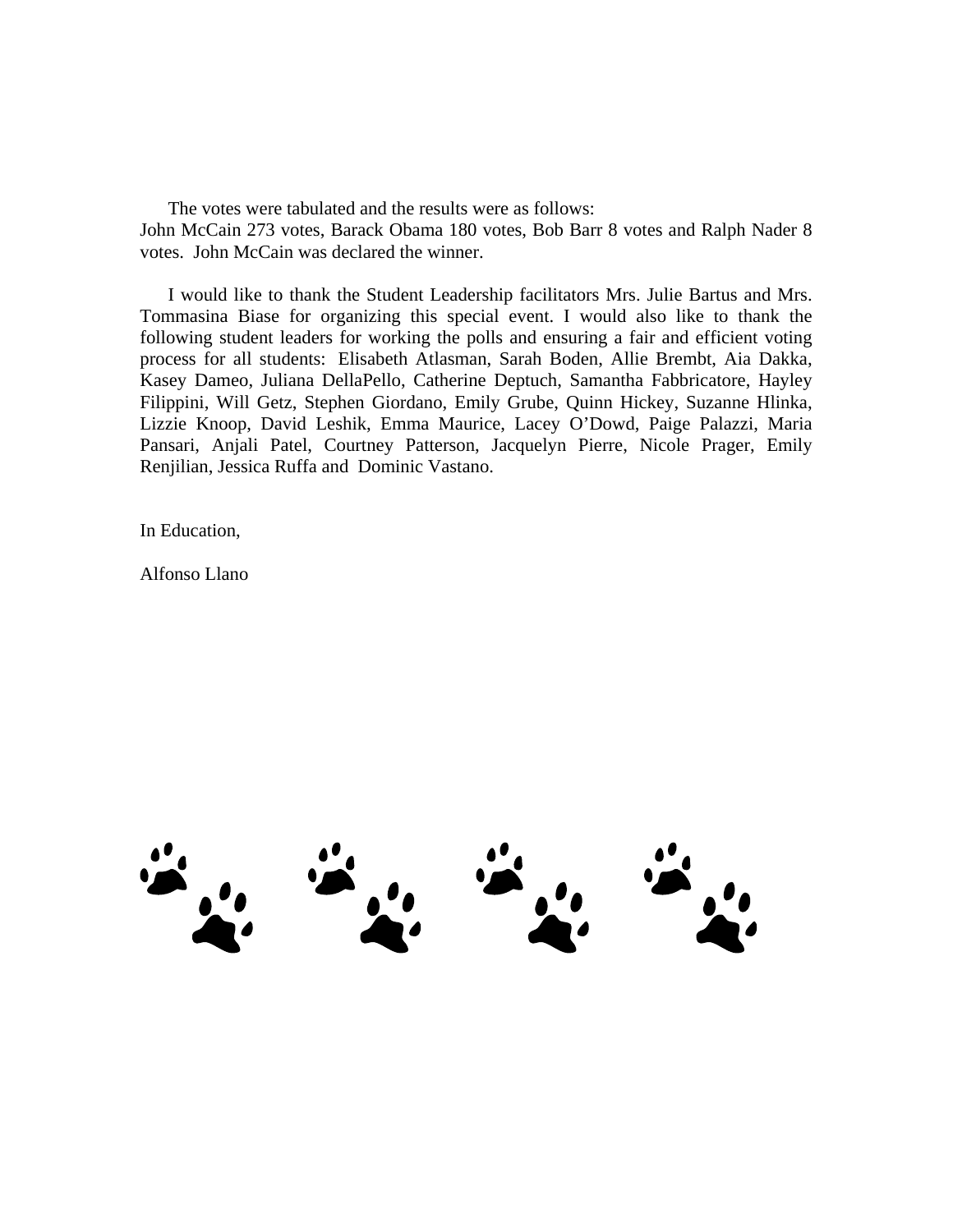The votes were tabulated and the results were as follows:
John McCain 273 votes, Barack Obama 180 votes, Bob Barr 8 votes and Ralph Nader 8 votes. John McCain was declared the winner.

I would like to thank the Student Leadership facilitators Mrs. Julie Bartus and Mrs. Tommasina Biase for organizing this special event. I would also like to thank the following student leaders for working the polls and ensuring a fair and efficient voting process for all students: Elisabeth Atlasman, Sarah Boden, Allie Brembt, Aia Dakka, Kasey Dameo, Juliana DellaPello, Catherine Deptuch, Samantha Fabbricatore, Hayley Filippini, Will Getz, Stephen Giordano, Emily Grube, Quinn Hickey, Suzanne Hlinka, Lizzie Knoop, David Leshik, Emma Maurice, Lacey O'Dowd, Paige Palazzi, Maria Pansari, Anjali Patel, Courtney Patterson, Jacquelyn Pierre, Nicole Prager, Emily Renjilian, Jessica Ruffa and Dominic Vastano.

In Education,

Alfonso Llano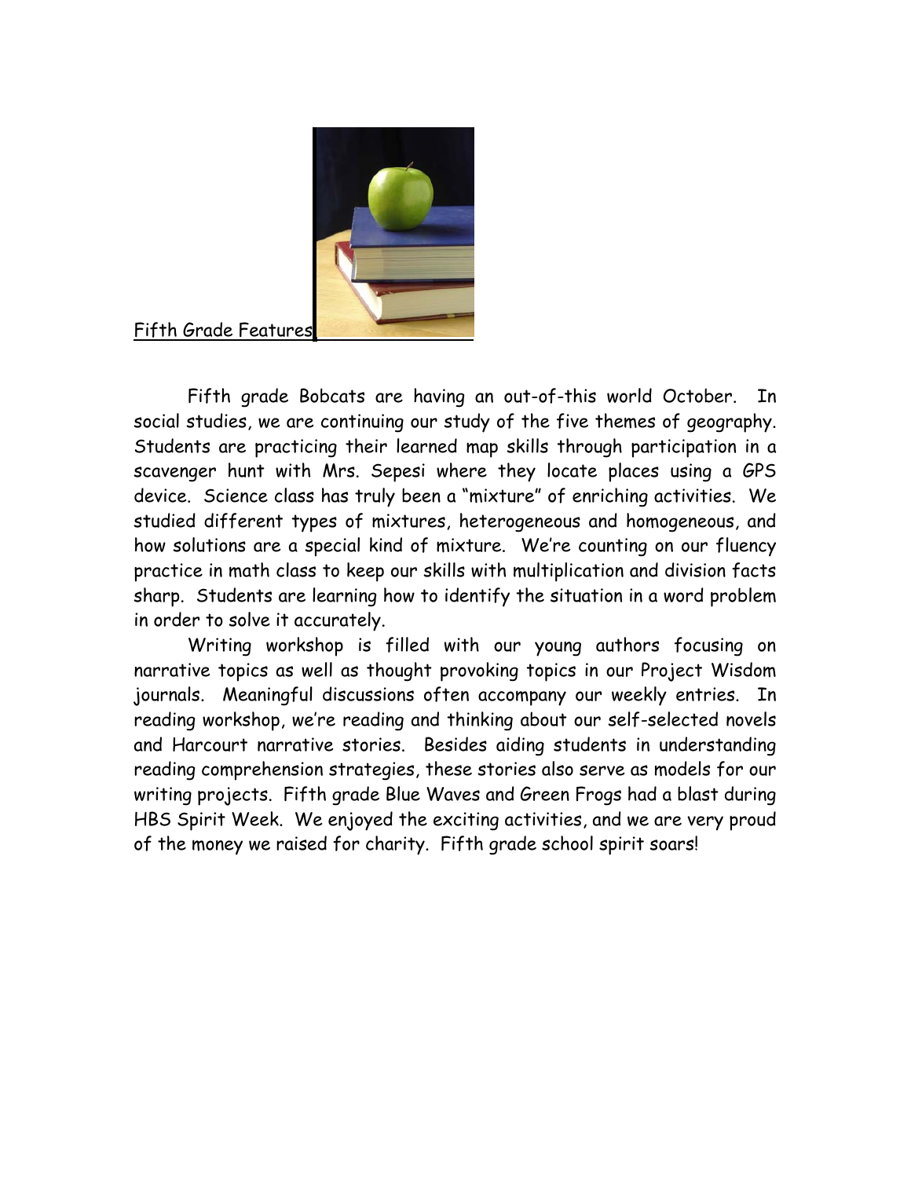## Fifth Grade Features

Fifth grade Bobcats are having an out-of-this world October. In social studies, we are continuing our study of the five themes of geography. Students are practicing their learned map skills through participation in a scavenger hunt with Mrs. Sepesi where they locate places using a GPS device. Science class has truly been a "mixture" of enriching activities. We studied different types of mixtures, heterogeneous and homogeneous, and how solutions are a special kind of mixture. We're counting on our fluency practice in math class to keep our skills with multiplication and division facts sharp. Students are learning how to identify the situation in a word problem in order to solve it accurately.

Writing workshop is filled with our young authors focusing on narrative topics as well as thought provoking topics in our Project Wisdom journals. Meaningful discussions often accompany our weekly entries. In reading workshop, we're reading and thinking about our self-selected novels and Harcourt narrative stories. Besides aiding students in understanding reading comprehension strategies, these stories also serve as models for our writing projects. Fifth grade Blue Waves and Green Frogs had a blast during HBS Spirit Week. We enjoyed the exciting activities, and we are very proud of the money we raised for charity. Fifth grade school spirit soars!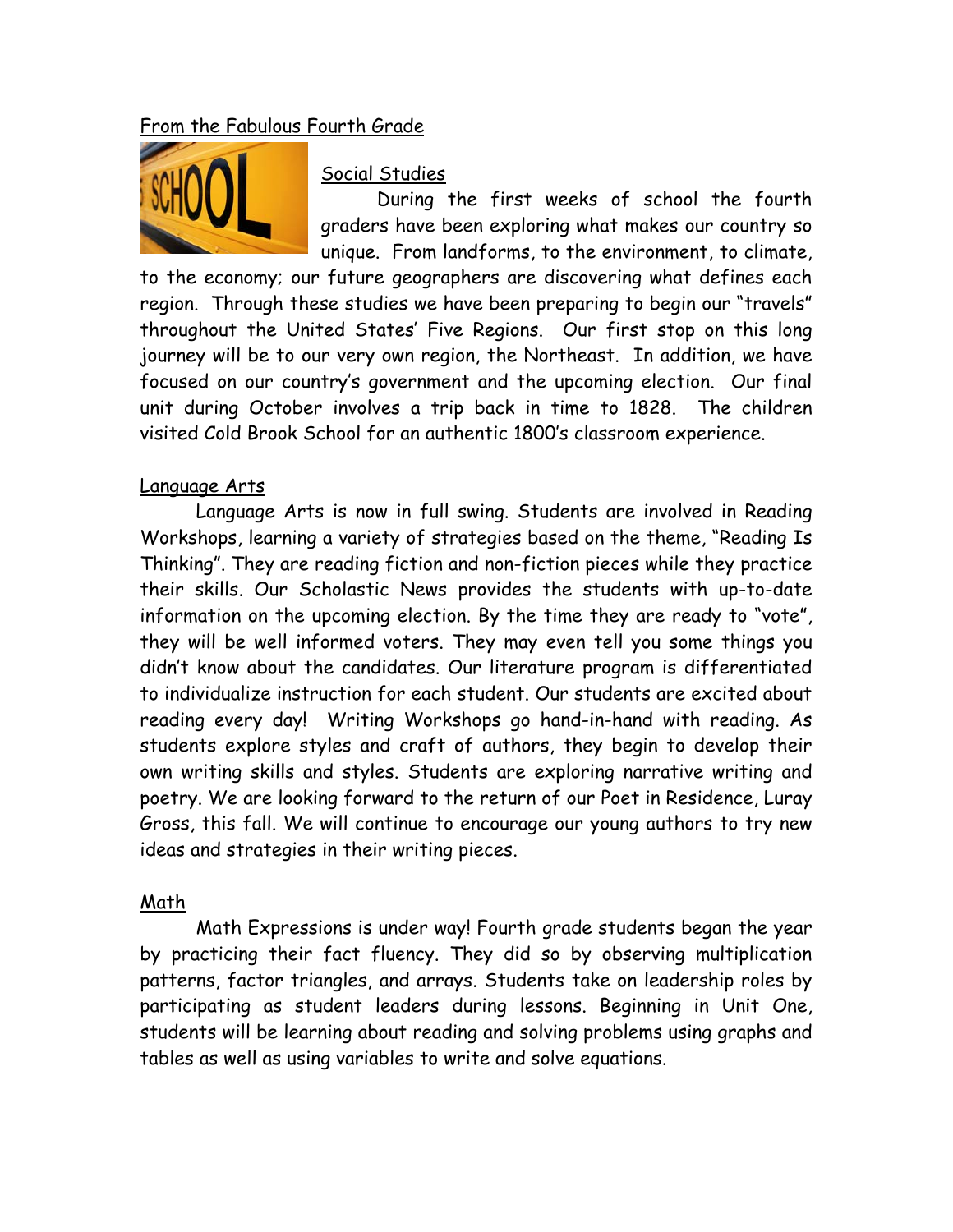## From the Fabulous Fourth Grade

### Social Studies

During the first weeks of school the fourth graders have been exploring what makes our country so unique. From landforms, to the environment, to climate, to the economy; our future geographers are discovering what defines each region. Through these studies we have been preparing to begin our "travels" throughout the United States' Five Regions. Our first stop on this long journey will be to our very own region, the Northeast. In addition, we have focused on our country's government and the upcoming election. Our final unit during October involves a trip back in time to 1828. The children visited Cold Brook School for an authentic 1800's classroom experience.

### Language Arts

Language Arts is now in full swing. Students are involved in Reading Workshops, learning a variety of strategies based on the theme, "Reading Is Thinking". They are reading fiction and non-fiction pieces while they practice their skills. Our Scholastic News provides the students with up-to-date information on the upcoming election. By the time they are ready to "vote", they will be well informed voters. They may even tell you some things you didn't know about the candidates. Our literature program is differentiated to individualize instruction for each student. Our students are excited about reading every day! Writing Workshops go hand-in-hand with reading. As students explore styles and craft of authors, they begin to develop their own writing skills and styles. Students are exploring narrative writing and poetry. We are looking forward to the return of our Poet in Residence, Luray Gross, this fall. We will continue to encourage our young authors to try new ideas and strategies in their writing pieces.

### Math

Math Expressions is under way! Fourth grade students began the year by practicing their fact fluency. They did so by observing multiplication patterns, factor triangles, and arrays. Students take on leadership roles by participating as student leaders during lessons. Beginning in Unit One, students will be learning about reading and solving problems using graphs and tables as well as using variables to write and solve equations.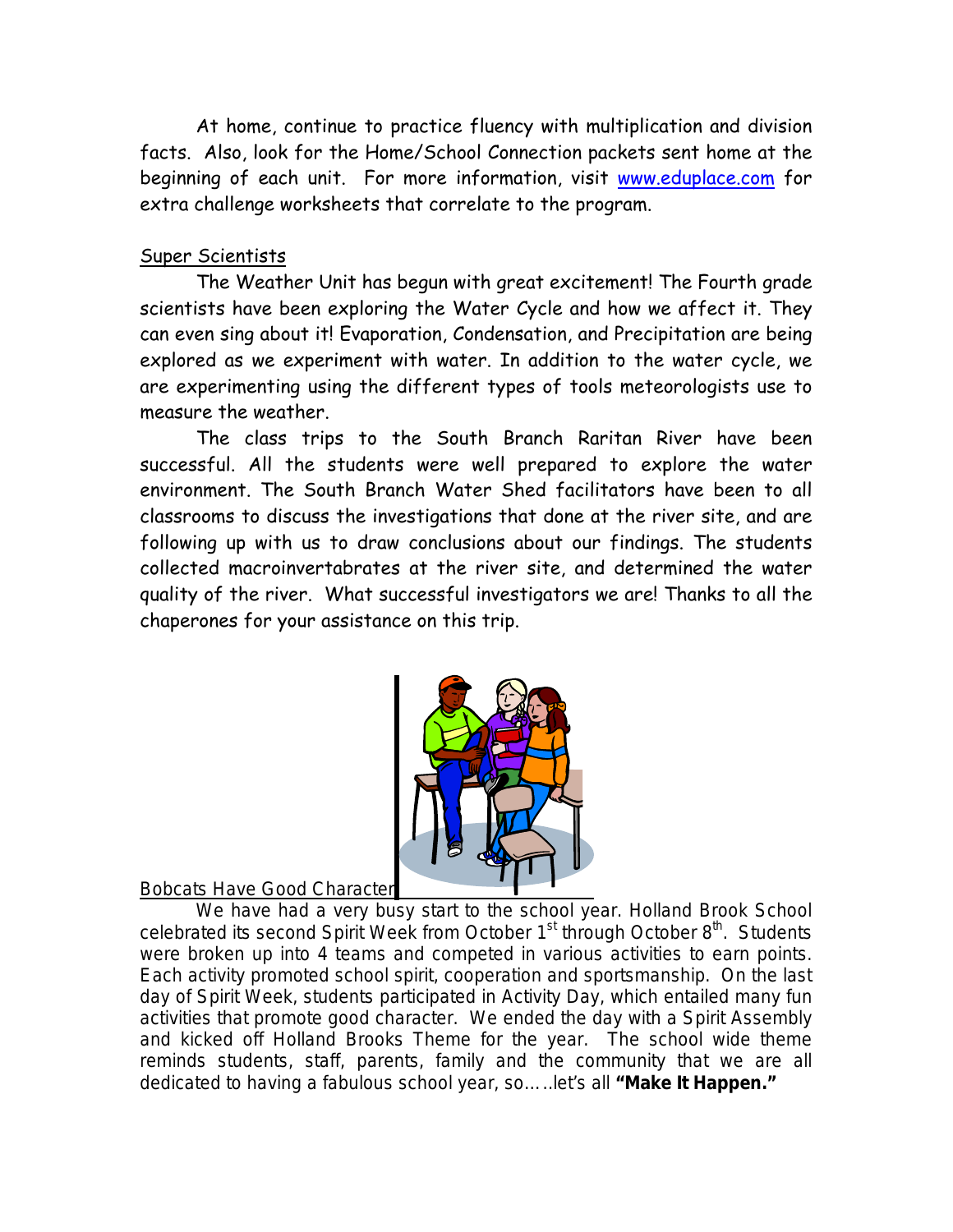At home, continue to practice fluency with multiplication and division facts. Also, look for the Home/School Connection packets sent home at the beginning of each unit. For more information, visit [www.eduplace.com](http://www.eduplace.com) for extra challenge worksheets that correlate to the program.

## Super Scientists

The Weather Unit has begun with great excitement! The Fourth grade scientists have been exploring the Water Cycle and how we affect it. They can even sing about it! Evaporation, Condensation, and Precipitation are being explored as we experiment with water. In addition to the water cycle, we are experimenting using the different types of tools meteorologists use to measure the weather.

The class trips to the South Branch Raritan River have been successful. All the students were well prepared to explore the water environment. The South Branch Water Shed facilitators have been to all classrooms to discuss the investigations that done at the river site, and are following up with us to draw conclusions about our findings. The students collected macroinvertabrates at the river site, and determined the water quality of the river. What successful investigators we are! Thanks to all the chaperones for your assistance on this trip.

## Bobcats Have Good Character

We have had a very busy start to the school year. Holland Brook School celebrated its second Spirit Week from October 1st through October 8th. Students were broken up into 4 teams and competed in various activities to earn points. Each activity promoted school spirit, cooperation and sportsmanship. On the last day of Spirit Week, students participated in Activity Day, which entailed many fun activities that promote good character. We ended the day with a Spirit Assembly and kicked off Holland Brooks Theme for the year. The school wide theme reminds students, staff, parents, family and the community that we are all dedicated to having a fabulous school year, so…..let's all **"Make It Happen."**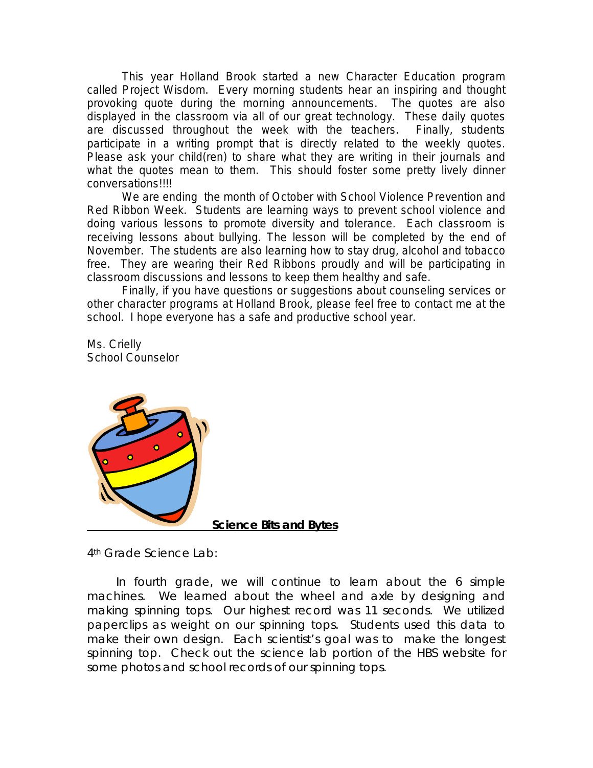This year Holland Brook started a new Character Education program called Project Wisdom. Every morning students hear an inspiring and thought provoking quote during the morning announcements. The quotes are also displayed in the classroom via all of our great technology. These daily quotes are discussed throughout the week with the teachers. Finally, students participate in a writing prompt that is directly related to the weekly quotes. Please ask your child(ren) to share what they are writing in their journals and what the quotes mean to them. This should foster some pretty lively dinner conversations!!!!

We are ending the month of October with School Violence Prevention and Red Ribbon Week. Students are learning ways to prevent school violence and doing various lessons to promote diversity and tolerance. Each classroom is receiving lessons about bullying. The lesson will be completed by the end of November. The students are also learning how to stay drug, alcohol and tobacco free. They are wearing their Red Ribbons proudly and will be participating in classroom discussions and lessons to keep them healthy and safe.

Finally, if you have questions or suggestions about counseling services or other character programs at Holland Brook, please feel free to contact me at the school. I hope everyone has a safe and productive school year.

Ms. Crielly
School Counselor

## Science Bits and Bytes

4th Grade Science Lab:

In fourth grade, we will continue to learn about the 6 simple machines. We learned about the wheel and axle by designing and making spinning tops. Our highest record was 11 seconds. We utilized paperclips as weight on our spinning tops. Students used this data to make their own design. Each scientist's goal was to make the longest spinning top. Check out the science lab portion of the HBS website for some photos and school records of our spinning tops.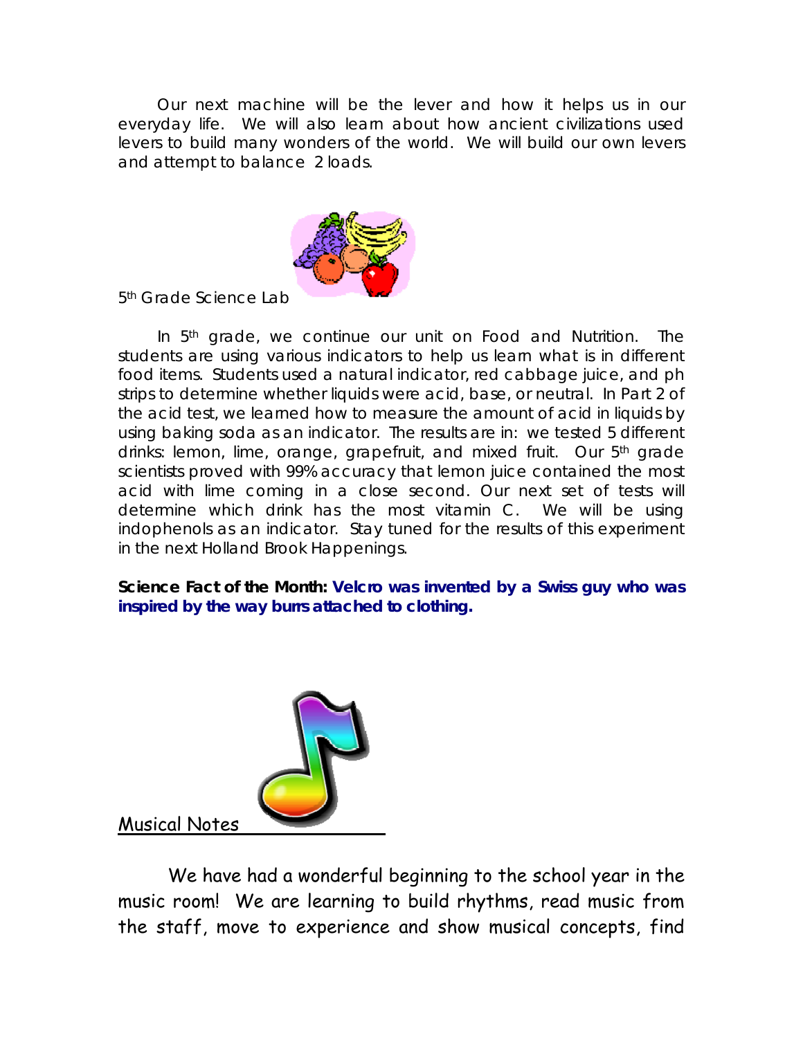Our next machine will be the lever and how it helps us in our everyday life. We will also learn about how ancient civilizations used levers to build many wonders of the world. We will build our own levers and attempt to balance 2 loads.

5th Grade Science Lab

In 5th grade, we continue our unit on Food and Nutrition. The students are using various indicators to help us learn what is in different food items. Students used a natural indicator, red cabbage juice, and ph strips to determine whether liquids were acid, base, or neutral. In Part 2 of the acid test, we learned how to measure the amount of acid in liquids by using baking soda as an indicator. The results are in: we tested 5 different drinks: lemon, lime, orange, grapefruit, and mixed fruit. Our 5th grade scientists proved with 99% accuracy that lemon juice contained the most acid with lime coming in a close second. Our next set of tests will determine which drink has the most vitamin C. We will be using indophenols as an indicator. Stay tuned for the results of this experiment in the next Holland Brook Happenings.

**Science Fact of the Month: Velcro was invented by a Swiss guy who was inspired by the way burrs attached to clothing.**

## Musical Notes

We have had a wonderful beginning to the school year in the music room! We are learning to build rhythms, read music from the staff, move to experience and show musical concepts, find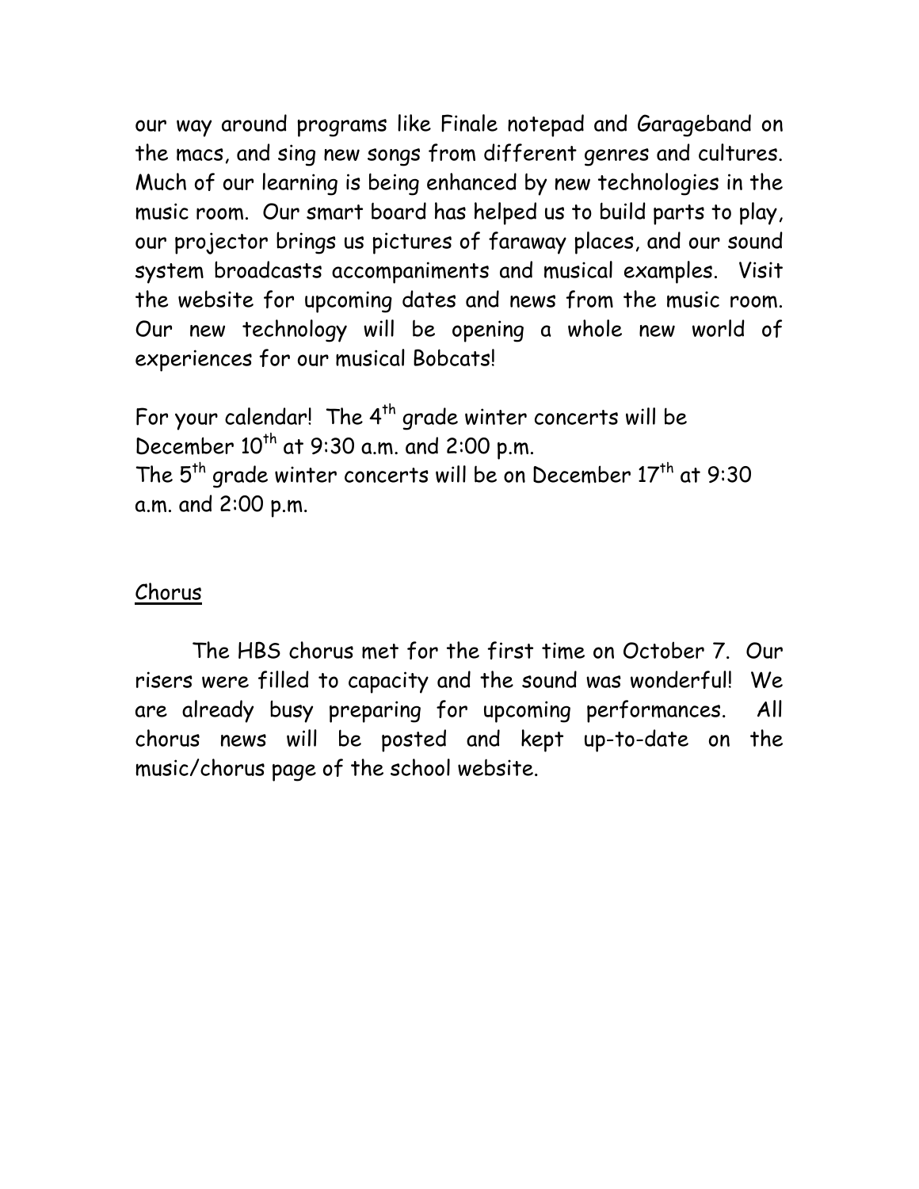our way around programs like Finale notepad and Garageband on the macs, and sing new songs from different genres and cultures. Much of our learning is being enhanced by new technologies in the music room. Our smart board has helped us to build parts to play, our projector brings us pictures of faraway places, and our sound system broadcasts accompaniments and musical examples. Visit the website for upcoming dates and news from the music room. Our new technology will be opening a whole new world of experiences for our musical Bobcats!

For your calendar! The 4th grade winter concerts will be December 10th at 9:30 a.m. and 2:00 p.m.
The 5th grade winter concerts will be on December 17th at 9:30 a.m. and 2:00 p.m.

## Chorus

The HBS chorus met for the first time on October 7. Our risers were filled to capacity and the sound was wonderful! We are already busy preparing for upcoming performances. All chorus news will be posted and kept up-to-date on the music/chorus page of the school website.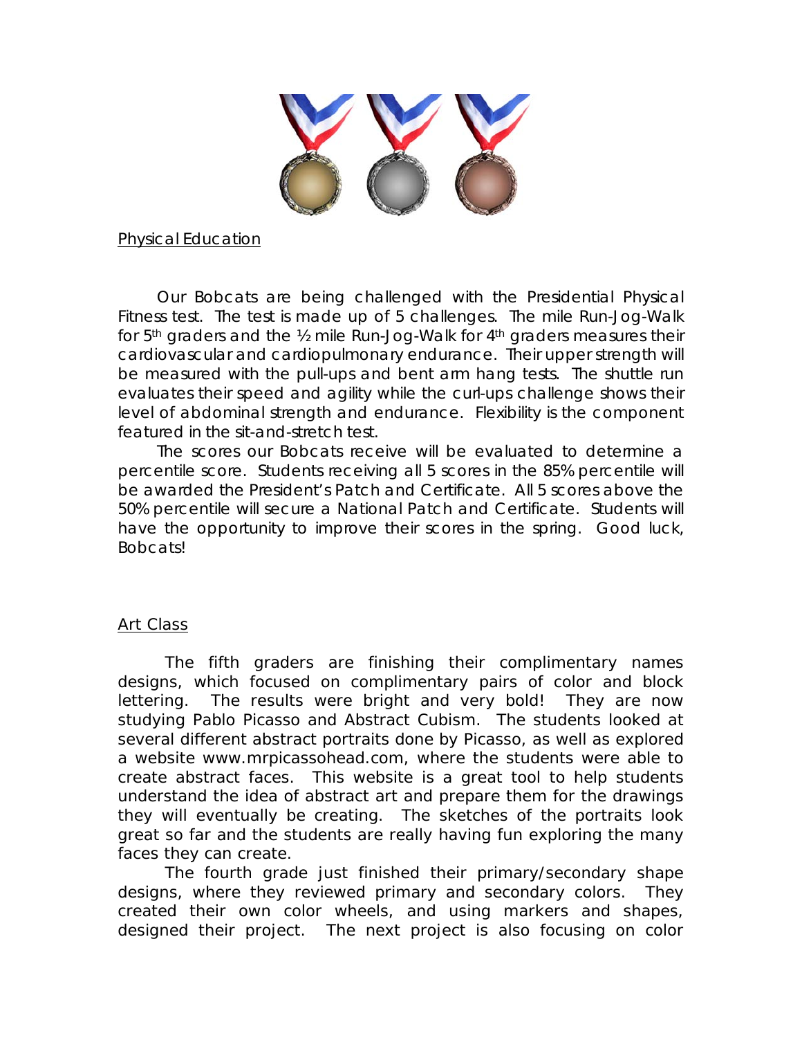<u>Physical Education</u>

Our Bobcats are being challenged with the Presidential Physical Fitness test. The test is made up of 5 challenges. The mile Run-Jog-Walk for 5th graders and the ½ mile Run-Jog-Walk for 4th graders measures their cardiovascular and cardiopulmonary endurance. Their upper strength will be measured with the pull-ups and bent arm hang tests. The shuttle run evaluates their speed and agility while the curl-ups challenge shows their level of abdominal strength and endurance. Flexibility is the component featured in the sit-and-stretch test.

The scores our Bobcats receive will be evaluated to determine a percentile score. Students receiving all 5 scores in the 85% percentile will be awarded the President's Patch and Certificate. All 5 scores above the 50% percentile will secure a National Patch and Certificate. Students will have the opportunity to improve their scores in the spring. Good luck, Bobcats!

<u>Art Class</u>

The fifth graders are finishing their complimentary names designs, which focused on complimentary pairs of color and block lettering. The results were bright and very bold! They are now studying Pablo Picasso and Abstract Cubism. The students looked at several different abstract portraits done by Picasso, as well as explored a website www.mrpicassohead.com, where the students were able to create abstract faces. This website is a great tool to help students understand the idea of abstract art and prepare them for the drawings they will eventually be creating. The sketches of the portraits look great so far and the students are really having fun exploring the many faces they can create.

The fourth grade just finished their primary/secondary shape designs, where they reviewed primary and secondary colors. They created their own color wheels, and using markers and shapes, designed their project. The next project is also focusing on color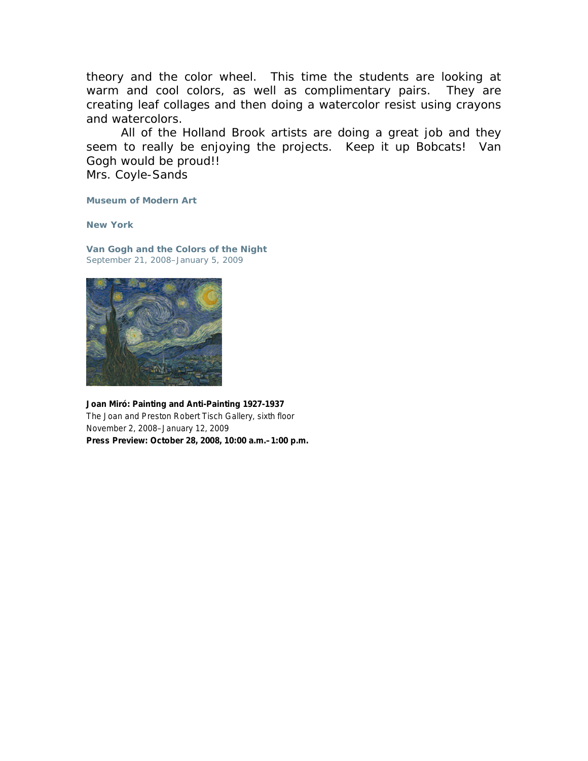theory and the color wheel. This time the students are looking at warm and cool colors, as well as complimentary pairs. They are creating leaf collages and then doing a watercolor resist using crayons and watercolors.

All of the Holland Brook artists are doing a great job and they seem to really be enjoying the projects. Keep it up Bobcats! Van Gogh would be proud!!

Mrs. Coyle-Sands

**Museum of Modern Art**

**New York**

**Van Gogh and the Colors of the Night**
September 21, 2008–January 5, 2009

**Joan Miró: Painting and Anti-Painting 1927-1937**
The Joan and Preston Robert Tisch Gallery, sixth floor
November 2, 2008–January 12, 2009
**Press Preview: October 28, 2008, 10:00 a.m.–1:00 p.m.**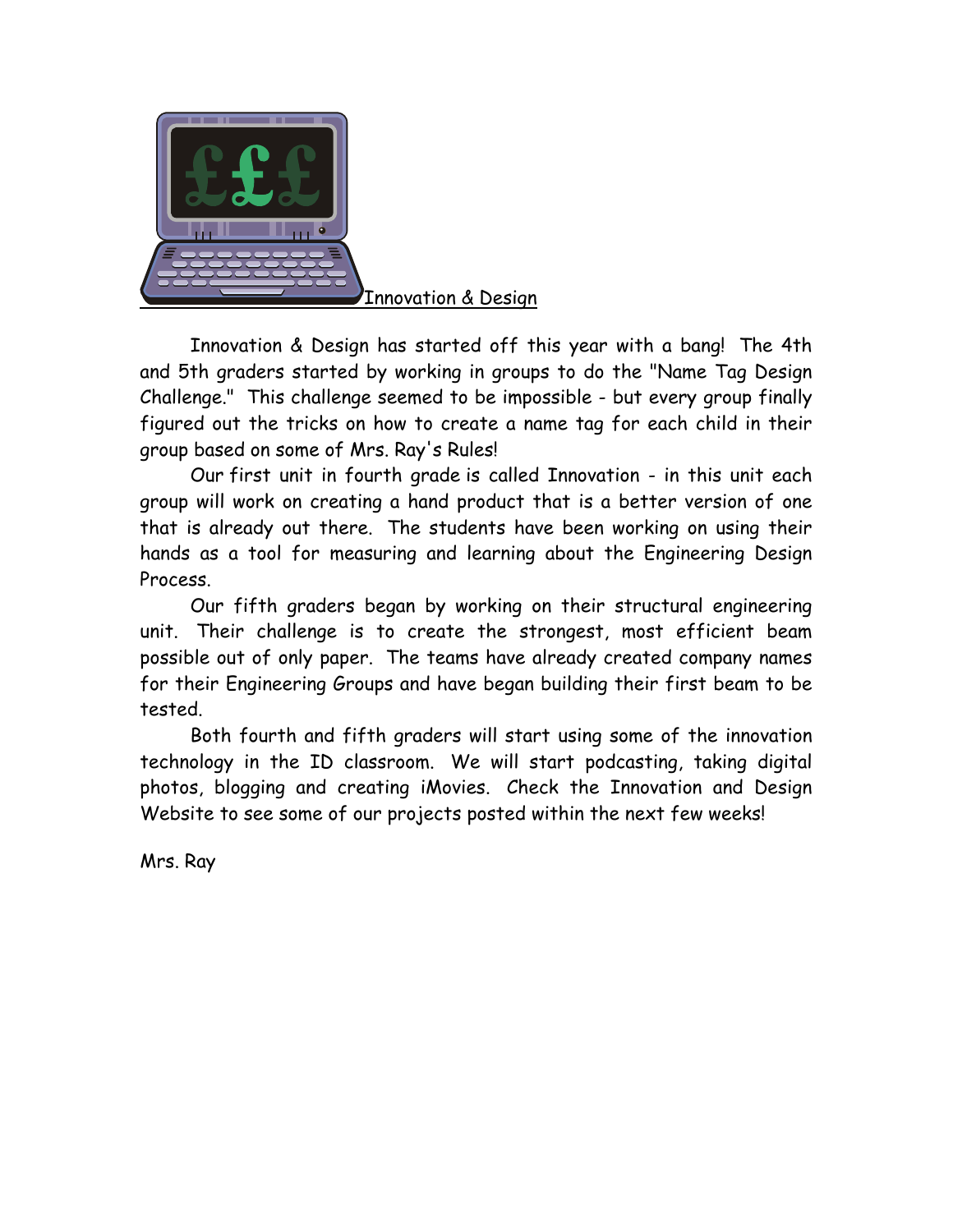## Innovation & Design

Innovation & Design has started off this year with a bang! The 4th and 5th graders started by working in groups to do the "Name Tag Design Challenge." This challenge seemed to be impossible - but every group finally figured out the tricks on how to create a name tag for each child in their group based on some of Mrs. Ray's Rules!

Our first unit in fourth grade is called Innovation - in this unit each group will work on creating a hand product that is a better version of one that is already out there. The students have been working on using their hands as a tool for measuring and learning about the Engineering Design Process.

Our fifth graders began by working on their structural engineering unit. Their challenge is to create the strongest, most efficient beam possible out of only paper. The teams have already created company names for their Engineering Groups and have began building their first beam to be tested.

Both fourth and fifth graders will start using some of the innovation technology in the ID classroom. We will start podcasting, taking digital photos, blogging and creating iMovies. Check the Innovation and Design Website to see some of our projects posted within the next few weeks!

Mrs. Ray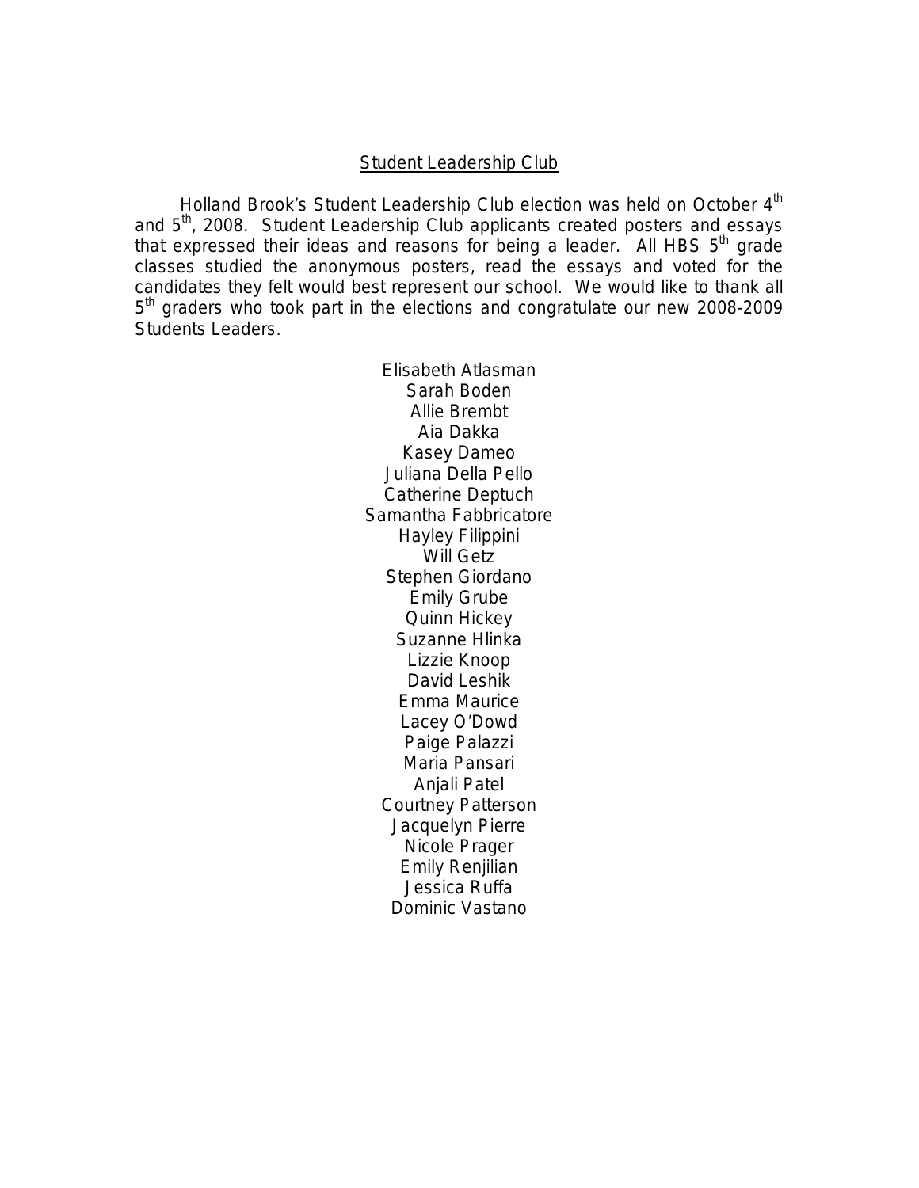## Student Leadership Club

Holland Brook's Student Leadership Club election was held on October 4th and 5th, 2008. Student Leadership Club applicants created posters and essays that expressed their ideas and reasons for being a leader. All HBS 5th grade classes studied the anonymous posters, read the essays and voted for the candidates they felt would best represent our school. We would like to thank all 5th graders who took part in the elections and congratulate our new 2008-2009 Students Leaders.

Elisabeth Atlasman
Sarah Boden
Allie Brembt
Aia Dakka
Kasey Dameo
Juliana Della Pello
Catherine Deptuch
Samantha Fabbricatore
Hayley Filippini
Will Getz
Stephen Giordano
Emily Grube
Quinn Hickey
Suzanne Hlinka
Lizzie Knoop
David Leshik
Emma Maurice
Lacey O'Dowd
Paige Palazzi
Maria Pansari
Anjali Patel
Courtney Patterson
Jacquelyn Pierre
Nicole Prager
Emily Renjilian
Jessica Ruffa
Dominic Vastano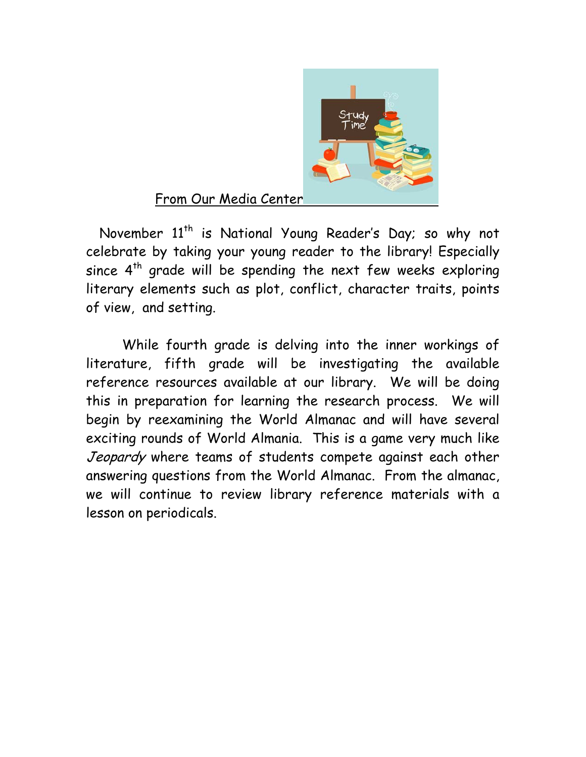## From Our Media Center

November 11th is National Young Reader's Day; so why not celebrate by taking your young reader to the library! Especially since 4th grade will be spending the next few weeks exploring literary elements such as plot, conflict, character traits, points of view, and setting.

While fourth grade is delving into the inner workings of literature, fifth grade will be investigating the available reference resources available at our library. We will be doing this in preparation for learning the research process. We will begin by reexamining the World Almanac and will have several exciting rounds of World Almania. This is a game very much like *Jeopardy* where teams of students compete against each other answering questions from the World Almanac. From the almanac, we will continue to review library reference materials with a lesson on periodicals.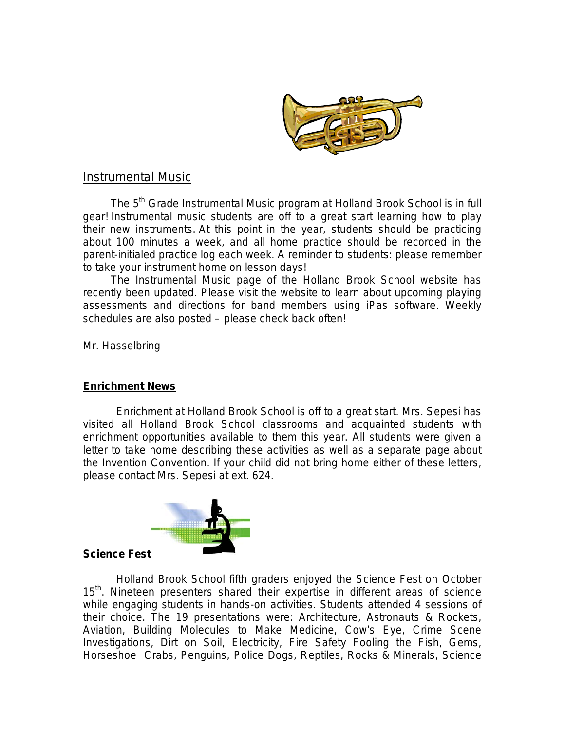## Instrumental Music

The 5th Grade Instrumental Music program at Holland Brook School is in full gear! Instrumental music students are off to a great start learning how to play their new instruments. At this point in the year, students should be practicing about 100 minutes a week, and all home practice should be recorded in the parent-initialed practice log each week. A reminder to students: please remember to take your instrument home on lesson days!

The Instrumental Music page of the Holland Brook School website has recently been updated. Please visit the website to learn about upcoming playing assessments and directions for band members using iPas software. Weekly schedules are also posted – please check back often!

Mr. Hasselbring

## Enrichment News

Enrichment at Holland Brook School is off to a great start. Mrs. Sepesi has visited all Holland Brook School classrooms and acquainted students with enrichment opportunities available to them this year. All students were given a letter to take home describing these activities as well as a separate page about the Invention Convention. If your child did not bring home either of these letters, please contact Mrs. Sepesi at ext. 624.

## Science Fest

Holland Brook School fifth graders enjoyed the Science Fest on October 15th. Nineteen presenters shared their expertise in different areas of science while engaging students in hands-on activities. Students attended 4 sessions of their choice. The 19 presentations were: Architecture, Astronauts & Rockets, Aviation, Building Molecules to Make Medicine, Cow's Eye, Crime Scene Investigations, Dirt on Soil, Electricity, Fire Safety Fooling the Fish, Gems, Horseshoe Crabs, Penguins, Police Dogs, Reptiles, Rocks & Minerals, Science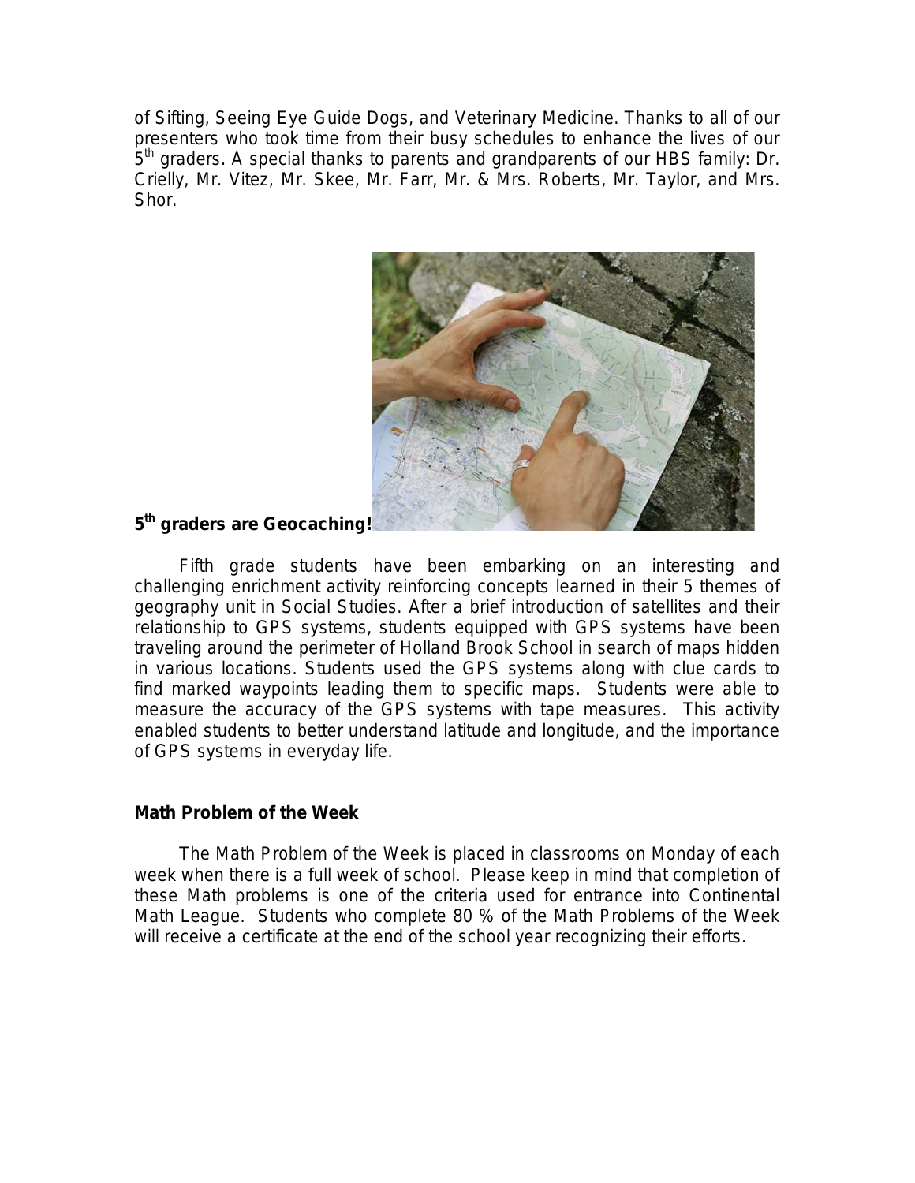of Sifting, Seeing Eye Guide Dogs, and Veterinary Medicine. Thanks to all of our presenters who took time from their busy schedules to enhance the lives of our 5th graders. A special thanks to parents and grandparents of our HBS family: Dr. Crielly, Mr. Vitez, Mr. Skee, Mr. Farr, Mr. & Mrs. Roberts, Mr. Taylor, and Mrs. Shor.

**5th graders are Geocaching!**

Fifth grade students have been embarking on an interesting and challenging enrichment activity reinforcing concepts learned in their 5 themes of geography unit in Social Studies. After a brief introduction of satellites and their relationship to GPS systems, students equipped with GPS systems have been traveling around the perimeter of Holland Brook School in search of maps hidden in various locations. Students used the GPS systems along with clue cards to find marked waypoints leading them to specific maps. Students were able to measure the accuracy of the GPS systems with tape measures. This activity enabled students to better understand latitude and longitude, and the importance of GPS systems in everyday life.

**Math Problem of the Week**

The Math Problem of the Week is placed in classrooms on Monday of each week when there is a full week of school. Please keep in mind that completion of these Math problems is one of the criteria used for entrance into Continental Math League. Students who complete 80 % of the Math Problems of the Week will receive a certificate at the end of the school year recognizing their efforts.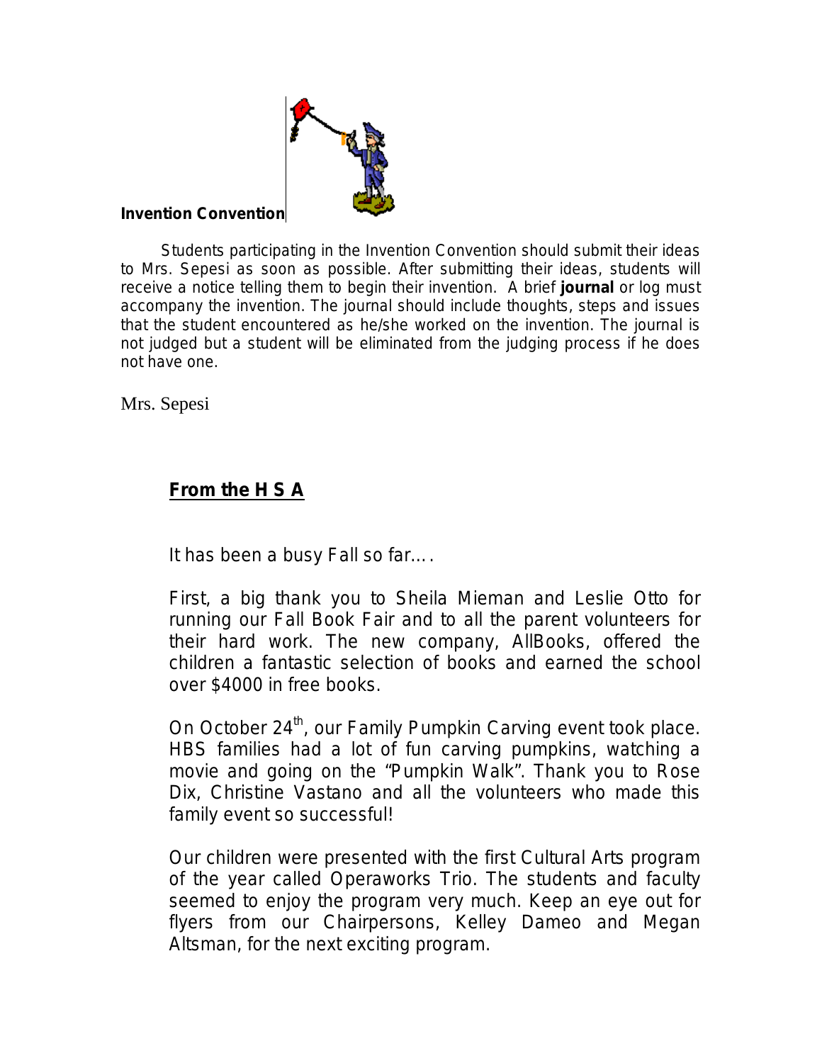**Invention Convention**

Students participating in the Invention Convention should submit their ideas to Mrs. Sepesi as soon as possible. After submitting their ideas, students will receive a notice telling them to begin their invention. A brief **journal** or log must accompany the invention. The journal should include thoughts, steps and issues that the student encountered as he/she worked on the invention. The journal is not judged but a student will be eliminated from the judging process if he does not have one.

Mrs. Sepesi

## From the H S A

It has been a busy Fall so far….

First, a big thank you to Sheila Mieman and Leslie Otto for running our Fall Book Fair and to all the parent volunteers for their hard work. The new company, AllBooks, offered the children a fantastic selection of books and earned the school over $4000 in free books.

On October 24th, our Family Pumpkin Carving event took place. HBS families had a lot of fun carving pumpkins, watching a movie and going on the "Pumpkin Walk". Thank you to Rose Dix, Christine Vastano and all the volunteers who made this family event so successful!

Our children were presented with the first Cultural Arts program of the year called Operaworks Trio. The students and faculty seemed to enjoy the program very much. Keep an eye out for flyers from our Chairpersons, Kelley Dameo and Megan Altsman, for the next exciting program.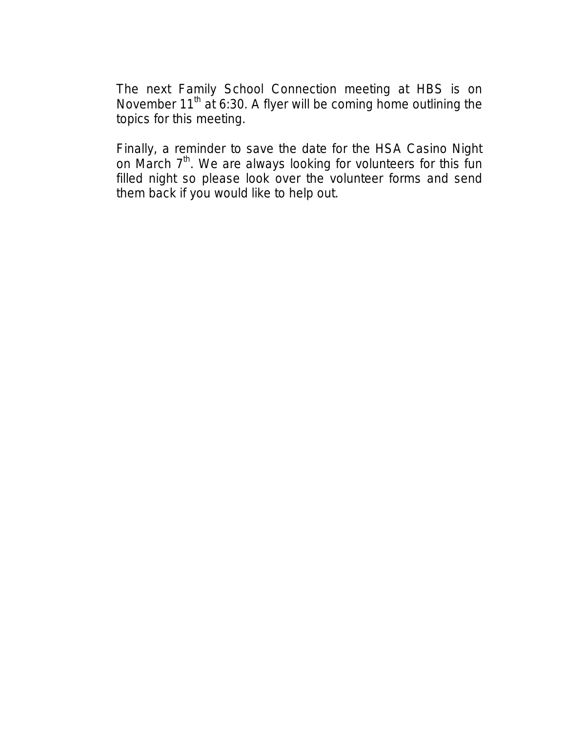The next Family School Connection meeting at HBS is on November 11th at 6:30. A flyer will be coming home outlining the topics for this meeting.

Finally, a reminder to save the date for the HSA Casino Night on March 7th. We are always looking for volunteers for this fun filled night so please look over the volunteer forms and send them back if you would like to help out.